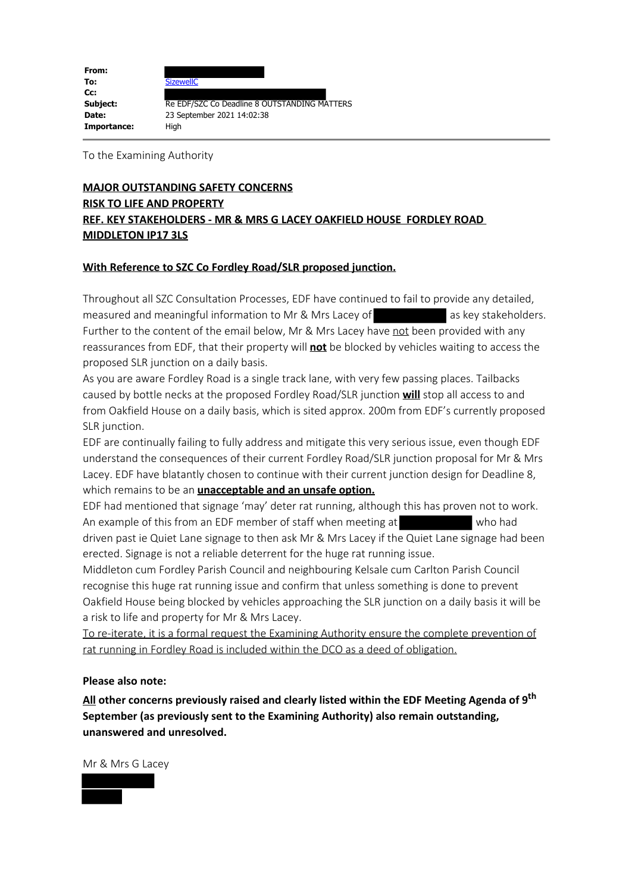| | |
|---|---|
| **From:** | |
| **To:** | SizewellC |
| **Cc:** | |
| **Subject:** | Re EDF/SZC Co Deadline 8 OUTSTANDING MATTERS |
| **Date:** | 23 September 2021 14:02:38 |
| **Importance:** | High |

To the Examining Authority

**MAJOR OUTSTANDING SAFETY CONCERNS**
**RISK TO LIFE AND PROPERTY**
**REF. KEY STAKEHOLDERS - MR & MRS G LACEY OAKFIELD HOUSE FORDLEY ROAD MIDDLETON IP17 3LS**

**With Reference to SZC Co Fordley Road/SLR proposed junction.**

Throughout all SZC Consultation Processes, EDF have continued to fail to provide any detailed, measured and meaningful information to Mr & Mrs Lacey of as key stakeholders. Further to the content of the email below, Mr & Mrs Lacey have not been provided with any reassurances from EDF, that their property will **not** be blocked by vehicles waiting to access the proposed SLR junction on a daily basis.

As you are aware Fordley Road is a single track lane, with very few passing places. Tailbacks caused by bottle necks at the proposed Fordley Road/SLR junction **will** stop all access to and from Oakfield House on a daily basis, which is sited approx. 200m from EDF's currently proposed SLR junction.

EDF are continually failing to fully address and mitigate this very serious issue, even though EDF understand the consequences of their current Fordley Road/SLR junction proposal for Mr & Mrs Lacey. EDF have blatantly chosen to continue with their current junction design for Deadline 8, which remains to be an **unacceptable and an unsafe option.**

EDF had mentioned that signage 'may' deter rat running, although this has proven not to work. An example of this from an EDF member of staff when meeting at who had driven past ie Quiet Lane signage to then ask Mr & Mrs Lacey if the Quiet Lane signage had been erected. Signage is not a reliable deterrent for the huge rat running issue.

Middleton cum Fordley Parish Council and neighbouring Kelsale cum Carlton Parish Council recognise this huge rat running issue and confirm that unless something is done to prevent Oakfield House being blocked by vehicles approaching the SLR junction on a daily basis it will be a risk to life and property for Mr & Mrs Lacey.

To re-iterate, it is a formal request the Examining Authority ensure the complete prevention of rat running in Fordley Road is included within the DCO as a deed of obligation.

**Please also note:**

**All other concerns previously raised and clearly listed within the EDF Meeting Agenda of 9th September (as previously sent to the Examining Authority) also remain outstanding, unanswered and unresolved.**

Mr & Mrs G Lacey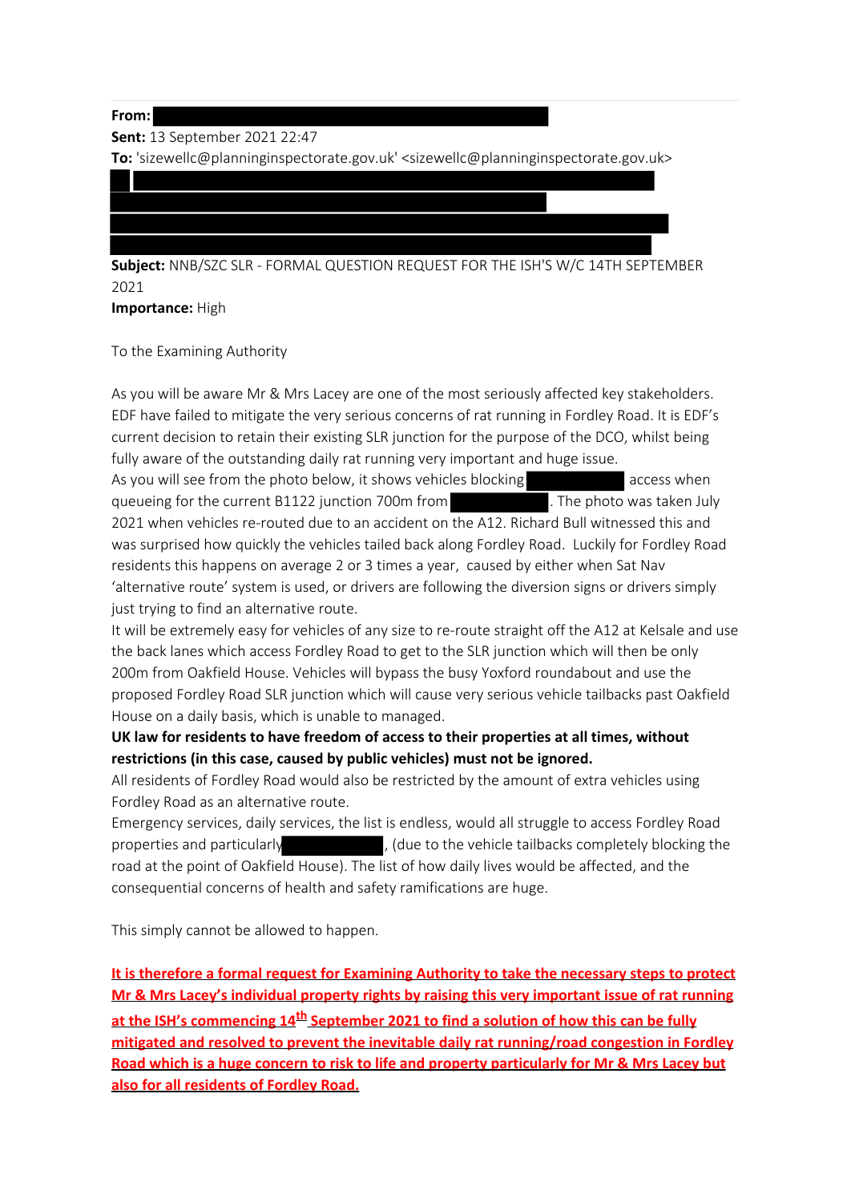**From:**
**Sent:** 13 September 2021 22:47
**To:** 'sizewellc@planninginspectorate.gov.uk' <sizewellc@planninginspectorate.gov.uk>

**Subject:** NNB/SZC SLR - FORMAL QUESTION REQUEST FOR THE ISH'S W/C 14TH SEPTEMBER 2021
**Importance:** High

To the Examining Authority

As you will be aware Mr & Mrs Lacey are one of the most seriously affected key stakeholders. EDF have failed to mitigate the very serious concerns of rat running in Fordley Road. It is EDF's current decision to retain their existing SLR junction for the purpose of the DCO, whilst being fully aware of the outstanding daily rat running very important and huge issue.
As you will see from the photo below, it shows vehicles blocking access when queueing for the current B1122 junction 700m from . The photo was taken July 2021 when vehicles re-routed due to an accident on the A12. Richard Bull witnessed this and was surprised how quickly the vehicles tailed back along Fordley Road. Luckily for Fordley Road residents this happens on average 2 or 3 times a year, caused by either when Sat Nav 'alternative route' system is used, or drivers are following the diversion signs or drivers simply just trying to find an alternative route.
It will be extremely easy for vehicles of any size to re-route straight off the A12 at Kelsale and use the back lanes which access Fordley Road to get to the SLR junction which will then be only 200m from Oakfield House. Vehicles will bypass the busy Yoxford roundabout and use the proposed Fordley Road SLR junction which will cause very serious vehicle tailbacks past Oakfield House on a daily basis, which is unable to managed.
**UK law for residents to have freedom of access to their properties at all times, without restrictions (in this case, caused by public vehicles) must not be ignored.**
All residents of Fordley Road would also be restricted by the amount of extra vehicles using Fordley Road as an alternative route.
Emergency services, daily services, the list is endless, would all struggle to access Fordley Road properties and particularly , (due to the vehicle tailbacks completely blocking the road at the point of Oakfield House). The list of how daily lives would be affected, and the consequential concerns of health and safety ramifications are huge.

This simply cannot be allowed to happen.

**It is therefore a formal request for Examining Authority to take the necessary steps to protect Mr & Mrs Lacey's individual property rights by raising this very important issue of rat running at the ISH's commencing 14th September 2021 to find a solution of how this can be fully mitigated and resolved to prevent the inevitable daily rat running/road congestion in Fordley Road which is a huge concern to risk to life and property particularly for Mr & Mrs Lacey but also for all residents of Fordley Road.**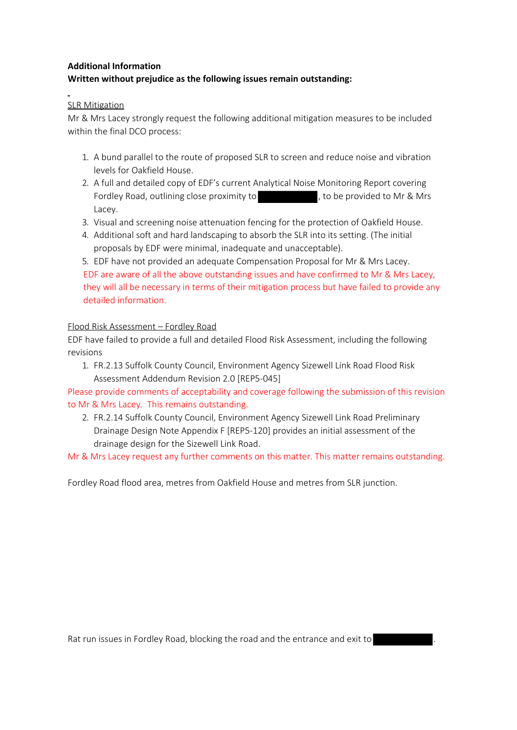**Additional Information**
**Written without prejudice as the following issues remain outstanding:**

SLR Mitigation

Mr & Mrs Lacey strongly request the following additional mitigation measures to be included within the final DCO process:

1. A bund parallel to the route of proposed SLR to screen and reduce noise and vibration levels for Oakfield House.
2. A full and detailed copy of EDF's current Analytical Noise Monitoring Report covering Fordley Road, outlining close proximity to [REDACTED], to be provided to Mr & Mrs Lacey.
3. Visual and screening noise attenuation fencing for the protection of Oakfield House.
4. Additional soft and hard landscaping to absorb the SLR into its setting. (The initial proposals by EDF were minimal, inadequate and unacceptable).
5. EDF have not provided an adequate Compensation Proposal for Mr & Mrs Lacey.

EDF are aware of all the above outstanding issues and have confirmed to Mr & Mrs Lacey, they will all be necessary in terms of their mitigation process but have failed to provide any detailed information.

Flood Risk Assessment – Fordley Road

EDF have failed to provide a full and detailed Flood Risk Assessment, including the following revisions

1. FR.2.13 Suffolk County Council, Environment Agency Sizewell Link Road Flood Risk Assessment Addendum Revision 2.0 [REP5-045]

Please provide comments of acceptability and coverage following the submission of this revision to Mr & Mrs Lacey. This remains outstanding.

2. FR.2.14 Suffolk County Council, Environment Agency Sizewell Link Road Preliminary Drainage Design Note Appendix F [REP5-120] provides an initial assessment of the drainage design for the Sizewell Link Road.

Mr & Mrs Lacey request any further comments on this matter. This matter remains outstanding.

Fordley Road flood area, metres from Oakfield House and metres from SLR junction.

Rat run issues in Fordley Road, blocking the road and the entrance and exit to [REDACTED].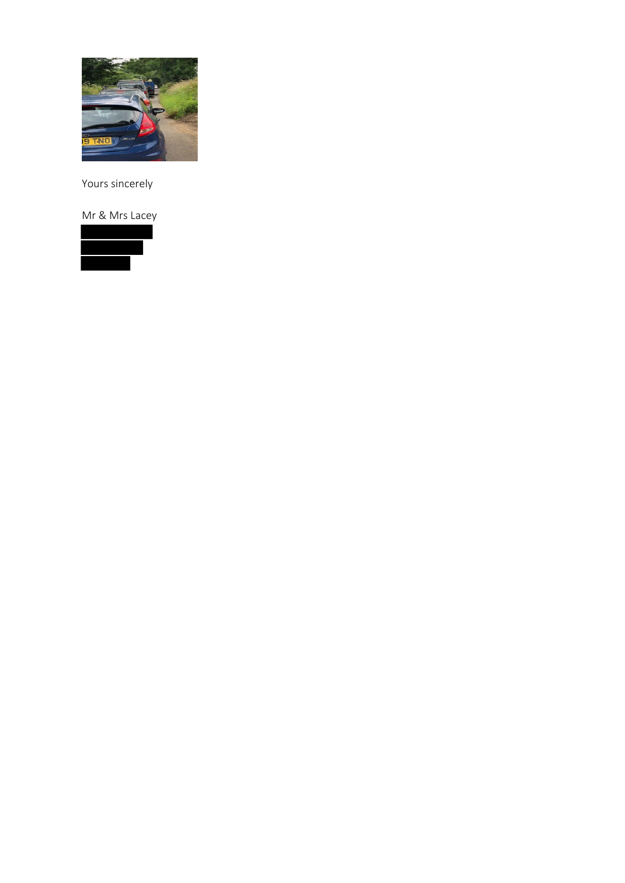Yours sincerely

Mr & Mrs Lacey